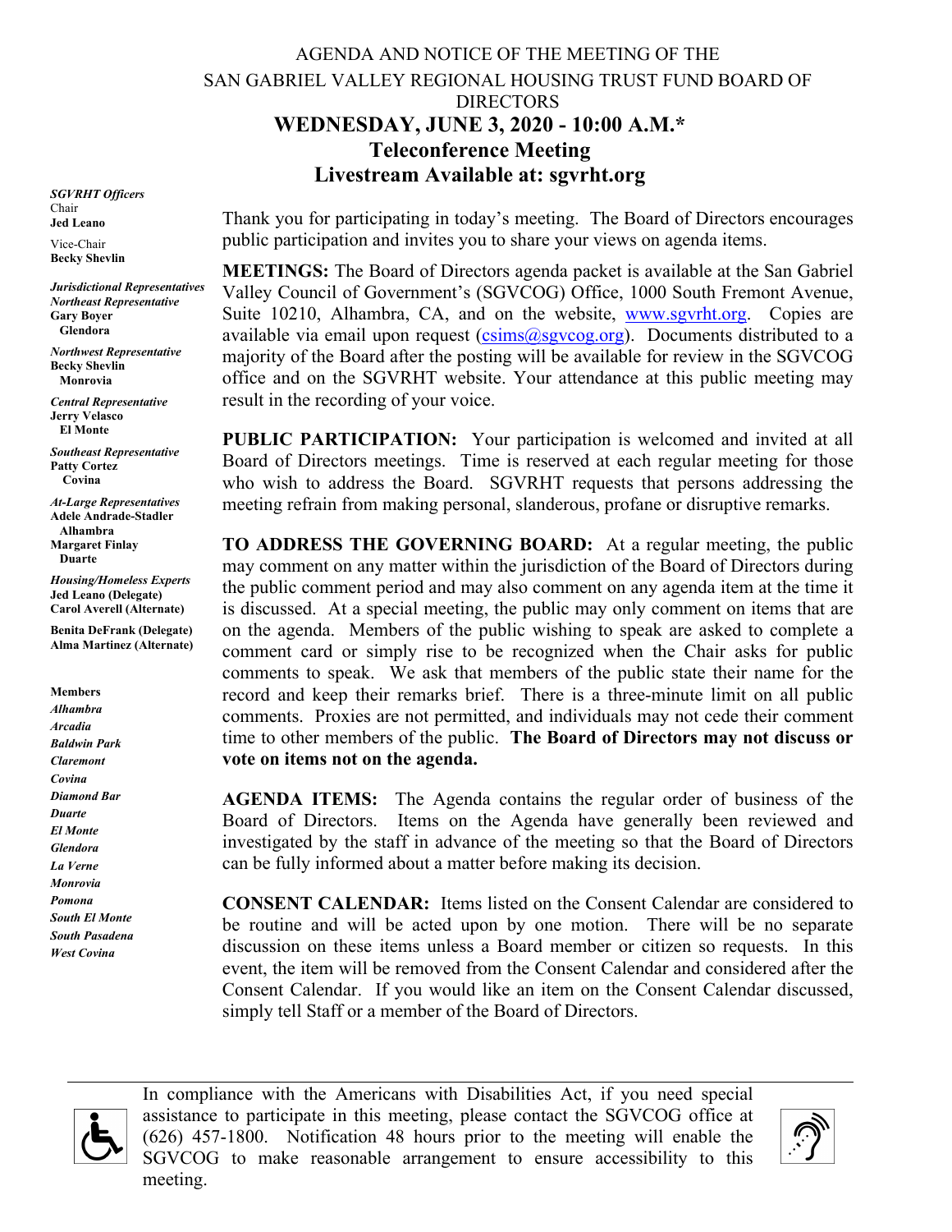# AGENDA AND NOTICE OF THE MEETING OF THE SAN GABRIEL VALLEY REGIONAL HOUSING TRUST FUND BOARD OF DIRECTORS

## WEDNESDAY, JUNE 3, 2020 - 10:00 A.M.*
## Teleconference Meeting
## Livestream Available at: sgvrht.org

***SGVRHT Officers***
Chair
**Jed Leano**

Vice-Chair
**Becky Shevlin**

***Jurisdictional Representatives***

***Northeast Representative***
**Gary Boyer**
**Glendora**

***Northwest Representative***
**Becky Shevlin**
**Monrovia**

***Central Representative***
**Jerry Velasco**
**El Monte**

***Southeast Representative***
**Patty Cortez**
**Covina**

***At-Large Representatives***
**Adele Andrade-Stadler**
**Alhambra**
**Margaret Finlay**
**Duarte**

***Housing/Homeless Experts***
**Jed Leano (Delegate)**
**Carol Averell (Alternate)**

**Benita DeFrank (Delegate)**
**Alma Martinez (Alternate)**

**Members**
***Alhambra***
***Arcadia***
***Baldwin Park***
***Claremont***
***Covina***
***Diamond Bar***
***Duarte***
***El Monte***
***Glendora***
***La Verne***
***Monrovia***
***Pomona***
***South El Monte***
***South Pasadena***
***West Covina***

Thank you for participating in today's meeting. The Board of Directors encourages public participation and invites you to share your views on agenda items.

**MEETINGS:** The Board of Directors agenda packet is available at the San Gabriel Valley Council of Government's (SGVCOG) Office, 1000 South Fremont Avenue, Suite 10210, Alhambra, CA, and on the website, www.sgvrht.org. Copies are available via email upon request (csims@sgvcog.org). Documents distributed to a majority of the Board after the posting will be available for review in the SGVCOG office and on the SGVRHT website. Your attendance at this public meeting may result in the recording of your voice.

**PUBLIC PARTICIPATION:** Your participation is welcomed and invited at all Board of Directors meetings. Time is reserved at each regular meeting for those who wish to address the Board. SGVRHT requests that persons addressing the meeting refrain from making personal, slanderous, profane or disruptive remarks.

**TO ADDRESS THE GOVERNING BOARD:** At a regular meeting, the public may comment on any matter within the jurisdiction of the Board of Directors during the public comment period and may also comment on any agenda item at the time it is discussed. At a special meeting, the public may only comment on items that are on the agenda. Members of the public wishing to speak are asked to complete a comment card or simply rise to be recognized when the Chair asks for public comments to speak. We ask that members of the public state their name for the record and keep their remarks brief. There is a three-minute limit on all public comments. Proxies are not permitted, and individuals may not cede their comment time to other members of the public. **The Board of Directors may not discuss or vote on items not on the agenda.**

**AGENDA ITEMS:** The Agenda contains the regular order of business of the Board of Directors. Items on the Agenda have generally been reviewed and investigated by the staff in advance of the meeting so that the Board of Directors can be fully informed about a matter before making its decision.

**CONSENT CALENDAR:** Items listed on the Consent Calendar are considered to be routine and will be acted upon by one motion. There will be no separate discussion on these items unless a Board member or citizen so requests. In this event, the item will be removed from the Consent Calendar and considered after the Consent Calendar. If you would like an item on the Consent Calendar discussed, simply tell Staff or a member of the Board of Directors.

---

In compliance with the Americans with Disabilities Act, if you need special assistance to participate in this meeting, please contact the SGVCOG office at (626) 457-1800. Notification 48 hours prior to the meeting will enable the SGVCOG to make reasonable arrangement to ensure accessibility to this meeting.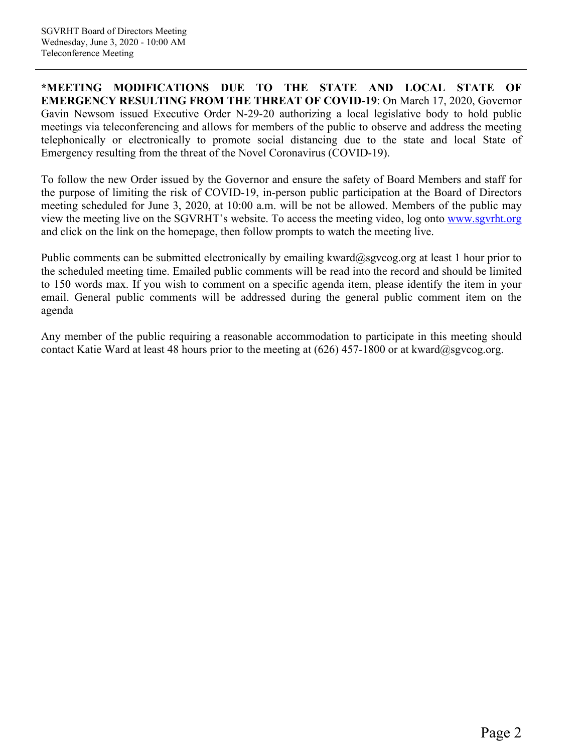**\*MEETING MODIFICATIONS DUE TO THE STATE AND LOCAL STATE OF EMERGENCY RESULTING FROM THE THREAT OF COVID-19**: On March 17, 2020, Governor Gavin Newsom issued Executive Order N-29-20 authorizing a local legislative body to hold public meetings via teleconferencing and allows for members of the public to observe and address the meeting telephonically or electronically to promote social distancing due to the state and local State of Emergency resulting from the threat of the Novel Coronavirus (COVID-19).

To follow the new Order issued by the Governor and ensure the safety of Board Members and staff for the purpose of limiting the risk of COVID-19, in-person public participation at the Board of Directors meeting scheduled for June 3, 2020, at 10:00 a.m. will be not be allowed. Members of the public may view the meeting live on the SGVRHT's website. To access the meeting video, log onto [www.sgvrht.org](http://www.sgvrht.org) and click on the link on the homepage, then follow prompts to watch the meeting live.

Public comments can be submitted electronically by emailing kward@sgvcog.org at least 1 hour prior to the scheduled meeting time. Emailed public comments will be read into the record and should be limited to 150 words max. If you wish to comment on a specific agenda item, please identify the item in your email. General public comments will be addressed during the general public comment item on the agenda

Any member of the public requiring a reasonable accommodation to participate in this meeting should contact Katie Ward at least 48 hours prior to the meeting at (626) 457-1800 or at kward@sgvcog.org.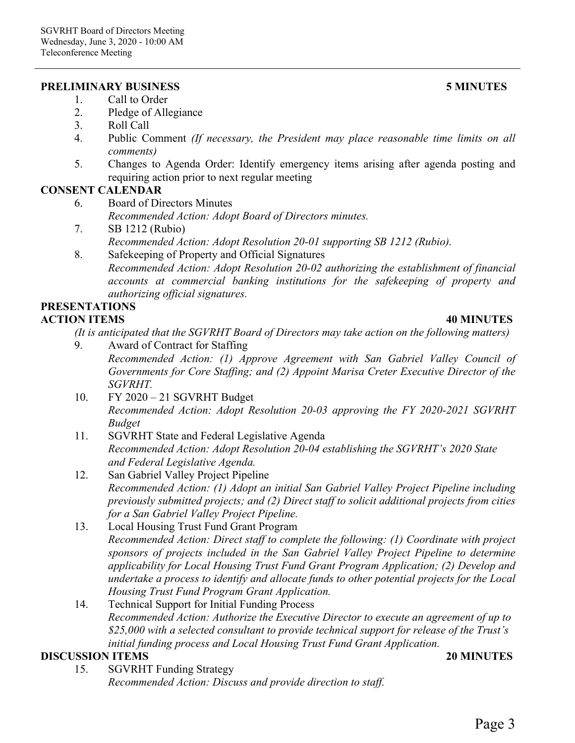**PRELIMINARY BUSINESS** **5 MINUTES**

1. Call to Order
2. Pledge of Allegiance
3. Roll Call
4. Public Comment *(If necessary, the President may place reasonable time limits on all comments)*
5. Changes to Agenda Order: Identify emergency items arising after agenda posting and requiring action prior to next regular meeting

**CONSENT CALENDAR**

6. Board of Directors Minutes
   *Recommended Action: Adopt Board of Directors minutes.*
7. SB 1212 (Rubio)
   *Recommended Action: Adopt Resolution 20-01 supporting SB 1212 (Rubio).*
8. Safekeeping of Property and Official Signatures
   *Recommended Action: Adopt Resolution 20-02 authorizing the establishment of financial accounts at commercial banking institutions for the safekeeping of property and authorizing official signatures.*

**PRESENTATIONS**

**ACTION ITEMS** **40 MINUTES**

*(It is anticipated that the SGVRHT Board of Directors may take action on the following matters)*

9. Award of Contract for Staffing
   *Recommended Action: (1) Approve Agreement with San Gabriel Valley Council of Governments for Core Staffing; and (2) Appoint Marisa Creter Executive Director of the SGVRHT.*
10. FY 2020 – 21 SGVRHT Budget
    *Recommended Action: Adopt Resolution 20-03 approving the FY 2020-2021 SGVRHT Budget*
11. SGVRHT State and Federal Legislative Agenda
    *Recommended Action: Adopt Resolution 20-04 establishing the SGVRHT's 2020 State and Federal Legislative Agenda.*
12. San Gabriel Valley Project Pipeline
    *Recommended Action: (1) Adopt an initial San Gabriel Valley Project Pipeline including previously submitted projects; and (2) Direct staff to solicit additional projects from cities for a San Gabriel Valley Project Pipeline.*
13. Local Housing Trust Fund Grant Program
    *Recommended Action: Direct staff to complete the following: (1) Coordinate with project sponsors of projects included in the San Gabriel Valley Project Pipeline to determine applicability for Local Housing Trust Fund Grant Program Application; (2) Develop and undertake a process to identify and allocate funds to other potential projects for the Local Housing Trust Fund Program Grant Application.*
14. Technical Support for Initial Funding Process
    *Recommended Action: Authorize the Executive Director to execute an agreement of up to $25,000 with a selected consultant to provide technical support for release of the Trust's initial funding process and Local Housing Trust Fund Grant Application.*

**DISCUSSION ITEMS** **20 MINUTES**

15. SGVRHT Funding Strategy
    *Recommended Action: Discuss and provide direction to staff.*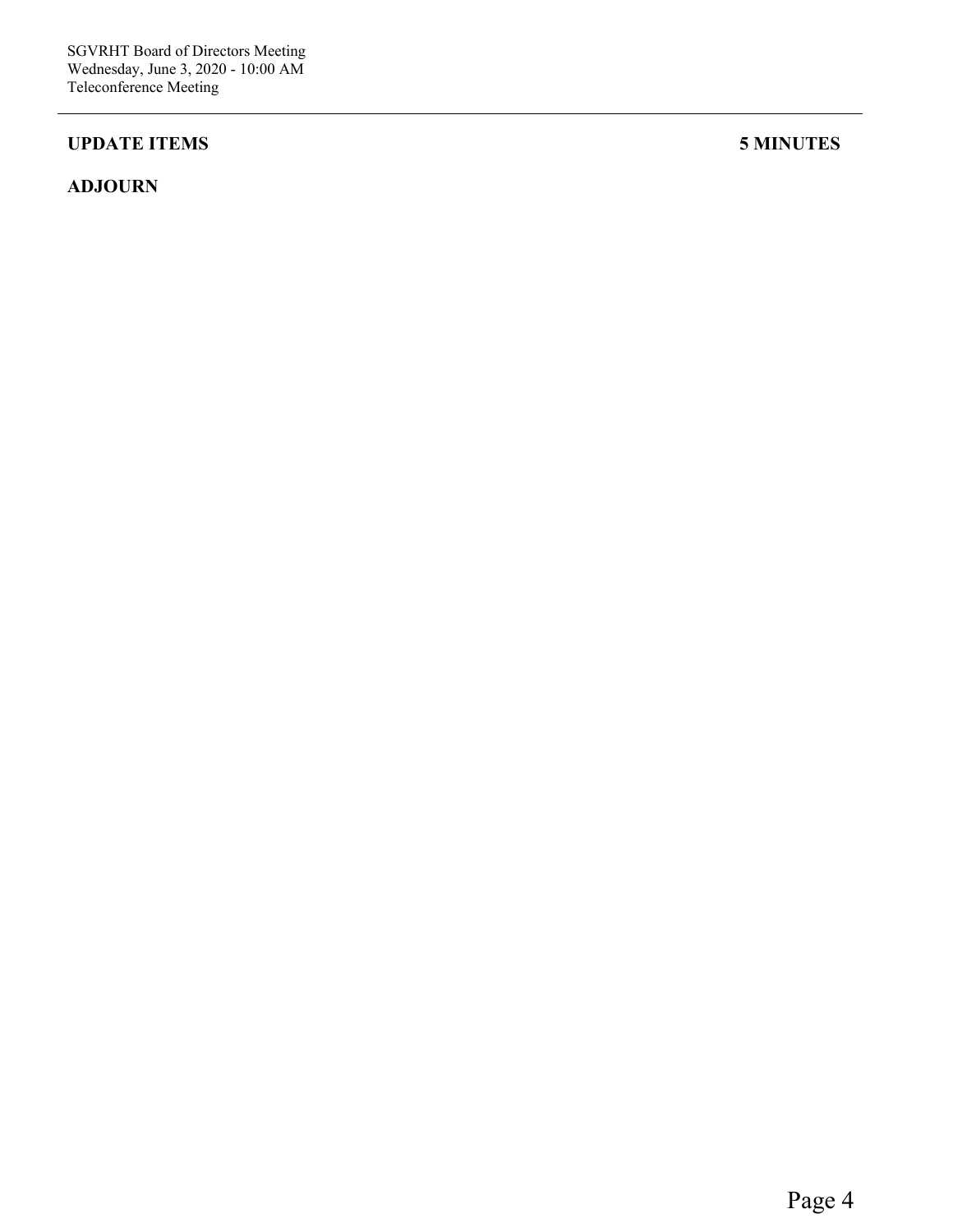**UPDATE ITEMS** **5 MINUTES**

**ADJOURN**